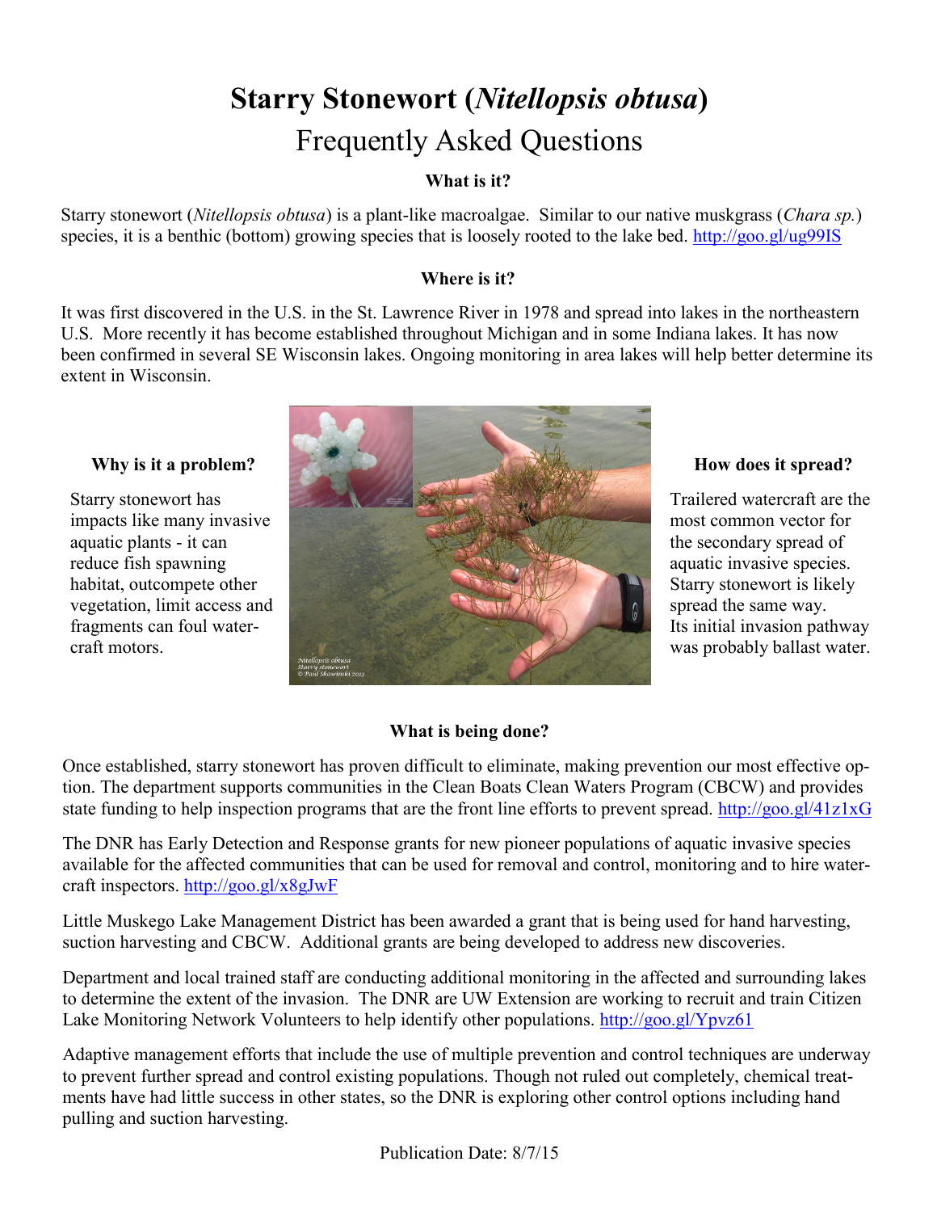# **Starry Stonewort (*Nitellopsis obtusa*)**

## Frequently Asked Questions

### What is it?

Starry stonewort (*Nitellopsis obtusa*) is a plant-like macroalgae. Similar to our native muskgrass (*Chara sp.*) species, it is a benthic (bottom) growing species that is loosely rooted to the lake bed. http://goo.gl/ug99IS

### Where is it?

It was first discovered in the U.S. in the St. Lawrence River in 1978 and spread into lakes in the northeastern U.S. More recently it has become established throughout Michigan and in some Indiana lakes. It has now been confirmed in several SE Wisconsin lakes. Ongoing monitoring in area lakes will help better determine its extent in Wisconsin.

### Why is it a problem?

Starry stonewort has impacts like many invasive aquatic plants - it can reduce fish spawning habitat, outcompete other vegetation, limit access and fragments can foul watercraft motors.

### How does it spread?

Trailered watercraft are the most common vector for the secondary spread of aquatic invasive species. Starry stonewort is likely spread the same way. Its initial invasion pathway was probably ballast water.

### What is being done?

Once established, starry stonewort has proven difficult to eliminate, making prevention our most effective option. The department supports communities in the Clean Boats Clean Waters Program (CBCW) and provides state funding to help inspection programs that are the front line efforts to prevent spread. http://goo.gl/41z1xG

The DNR has Early Detection and Response grants for new pioneer populations of aquatic invasive species available for the affected communities that can be used for removal and control, monitoring and to hire watercraft inspectors. http://goo.gl/x8gJwF

Little Muskego Lake Management District has been awarded a grant that is being used for hand harvesting, suction harvesting and CBCW. Additional grants are being developed to address new discoveries.

Department and local trained staff are conducting additional monitoring in the affected and surrounding lakes to determine the extent of the invasion. The DNR are UW Extension are working to recruit and train Citizen Lake Monitoring Network Volunteers to help identify other populations. http://goo.gl/Ypvz61

Adaptive management efforts that include the use of multiple prevention and control techniques are underway to prevent further spread and control existing populations. Though not ruled out completely, chemical treatments have had little success in other states, so the DNR is exploring other control options including hand pulling and suction harvesting.

Publication Date: 8/7/15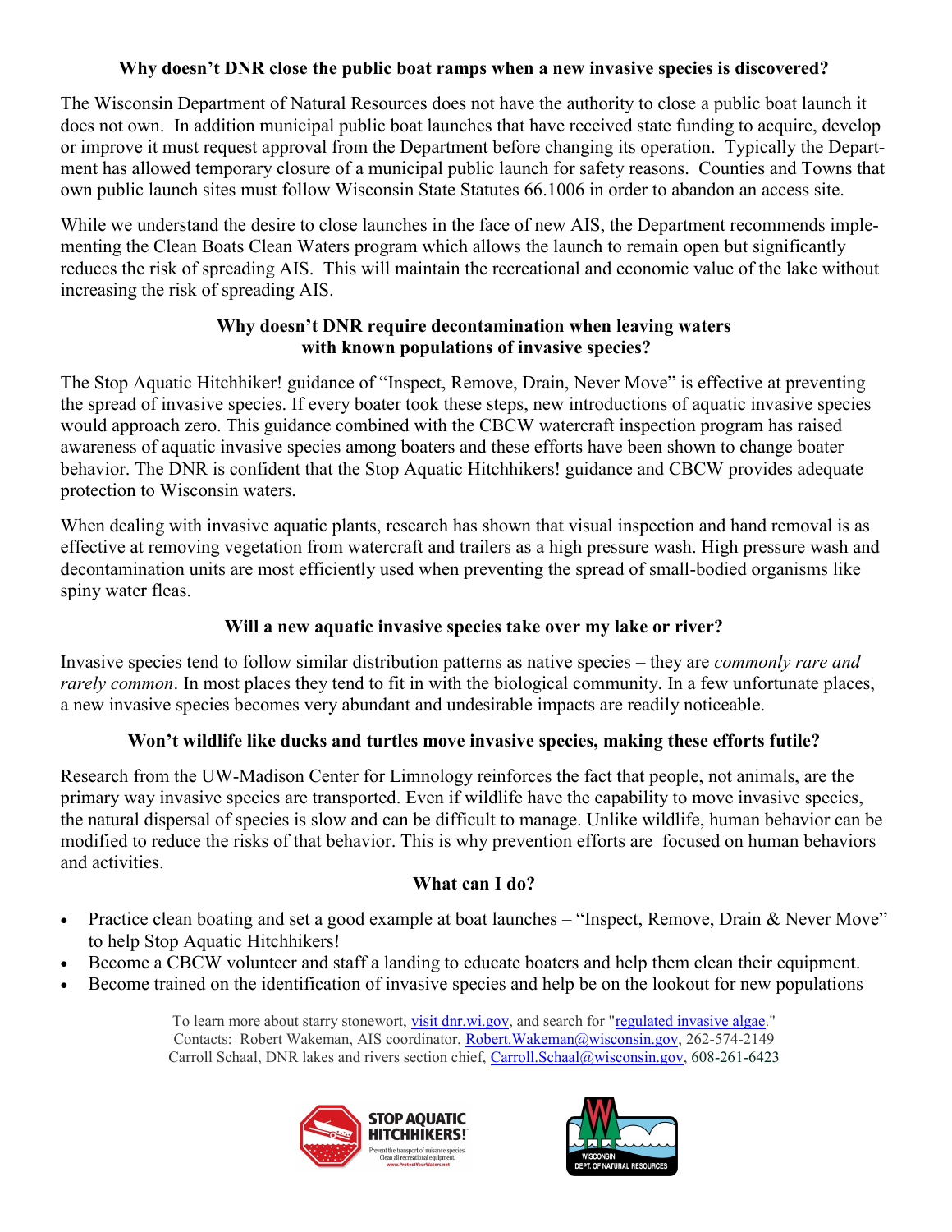### Why doesn't DNR close the public boat ramps when a new invasive species is discovered?

The Wisconsin Department of Natural Resources does not have the authority to close a public boat launch it does not own. In addition municipal public boat launches that have received state funding to acquire, develop or improve it must request approval from the Department before changing its operation. Typically the Department has allowed temporary closure of a municipal public launch for safety reasons. Counties and Towns that own public launch sites must follow Wisconsin State Statutes 66.1006 in order to abandon an access site.

While we understand the desire to close launches in the face of new AIS, the Department recommends implementing the Clean Boats Clean Waters program which allows the launch to remain open but significantly reduces the risk of spreading AIS. This will maintain the recreational and economic value of the lake without increasing the risk of spreading AIS.

### Why doesn't DNR require decontamination when leaving waters with known populations of invasive species?

The Stop Aquatic Hitchhiker! guidance of "Inspect, Remove, Drain, Never Move" is effective at preventing the spread of invasive species. If every boater took these steps, new introductions of aquatic invasive species would approach zero. This guidance combined with the CBCW watercraft inspection program has raised awareness of aquatic invasive species among boaters and these efforts have been shown to change boater behavior. The DNR is confident that the Stop Aquatic Hitchhikers! guidance and CBCW provides adequate protection to Wisconsin waters.

When dealing with invasive aquatic plants, research has shown that visual inspection and hand removal is as effective at removing vegetation from watercraft and trailers as a high pressure wash. High pressure wash and decontamination units are most efficiently used when preventing the spread of small-bodied organisms like spiny water fleas.

### Will a new aquatic invasive species take over my lake or river?

Invasive species tend to follow similar distribution patterns as native species – they are *commonly rare and rarely common*. In most places they tend to fit in with the biological community. In a few unfortunate places, a new invasive species becomes very abundant and undesirable impacts are readily noticeable.

### Won't wildlife like ducks and turtles move invasive species, making these efforts futile?

Research from the UW-Madison Center for Limnology reinforces the fact that people, not animals, are the primary way invasive species are transported. Even if wildlife have the capability to move invasive species, the natural dispersal of species is slow and can be difficult to manage. Unlike wildlife, human behavior can be modified to reduce the risks of that behavior. This is why prevention efforts are focused on human behaviors and activities.

### What can I do?

- Practice clean boating and set a good example at boat launches – "Inspect, Remove, Drain & Never Move" to help Stop Aquatic Hitchhikers!
- Become a CBCW volunteer and staff a landing to educate boaters and help them clean their equipment.
- Become trained on the identification of invasive species and help be on the lookout for new populations

To learn more about starry stonewort, [visit dnr.wi.gov](http://dnr.wi.gov), and search for "[regulated invasive algae](#)."
Contacts: Robert Wakeman, AIS coordinator, [Robert.Wakeman@wisconsin.gov](mailto:Robert.Wakeman@wisconsin.gov), 262-574-2149
Carroll Schaal, DNR lakes and rivers section chief, [Carroll.Schaal@wisconsin.gov](mailto:Carroll.Schaal@wisconsin.gov), 608-261-6423

STOP AQUATIC HITCHHIKERS! Prevent the transport of nuisance species. Clean all recreational equipment. www.ProtectYourWaters.net

WISCONSIN DEPT. OF NATURAL RESOURCES